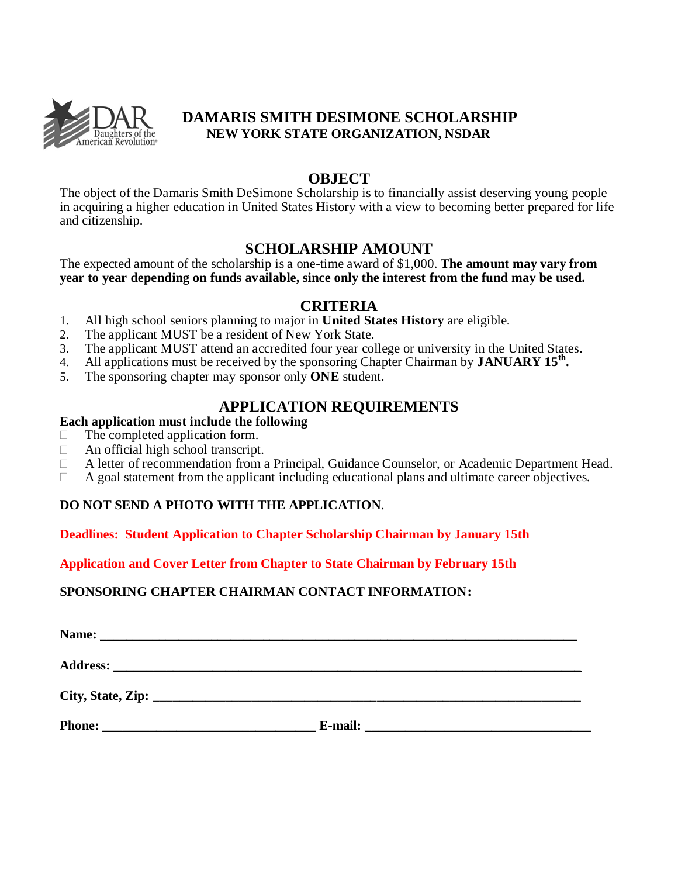# DAMARIS SMITH DESIMONE SCHOLARSHIP

**NEW YORK STATE ORGANIZATION, NSDAR**

## OBJECT

The object of the Damaris Smith DeSimone Scholarship is to financially assist deserving young people in acquiring a higher education in United States History with a view to becoming better prepared for life and citizenship.

## SCHOLARSHIP AMOUNT

The expected amount of the scholarship is a one-time award of $1,000. **The amount may vary from year to year depending on funds available, since only the interest from the fund may be used.**

## CRITERIA

1. All high school seniors planning to major in **United States History** are eligible.
2. The applicant MUST be a resident of New York State.
3. The applicant MUST attend an accredited four year college or university in the United States.
4. All applications must be received by the sponsoring Chapter Chairman by **JANUARY 15th.**
5. The sponsoring chapter may sponsor only **ONE** student.

## APPLICATION REQUIREMENTS

**Each application must include the following**

- The completed application form.
- An official high school transcript.
- A letter of recommendation from a Principal, Guidance Counselor, or Academic Department Head.
- A goal statement from the applicant including educational plans and ultimate career objectives.

**DO NOT SEND A PHOTO WITH THE APPLICATION**.

**Deadlines: Student Application to Chapter Scholarship Chairman by January 15th**

**Application and Cover Letter from Chapter to State Chairman by February 15th**

**SPONSORING CHAPTER CHAIRMAN CONTACT INFORMATION:**

**Name:** ________________________________________________

**Address:** ________________________________________________

**City, State, Zip:** ________________________________________________

**Phone:** ______________________ **E-mail:** ______________________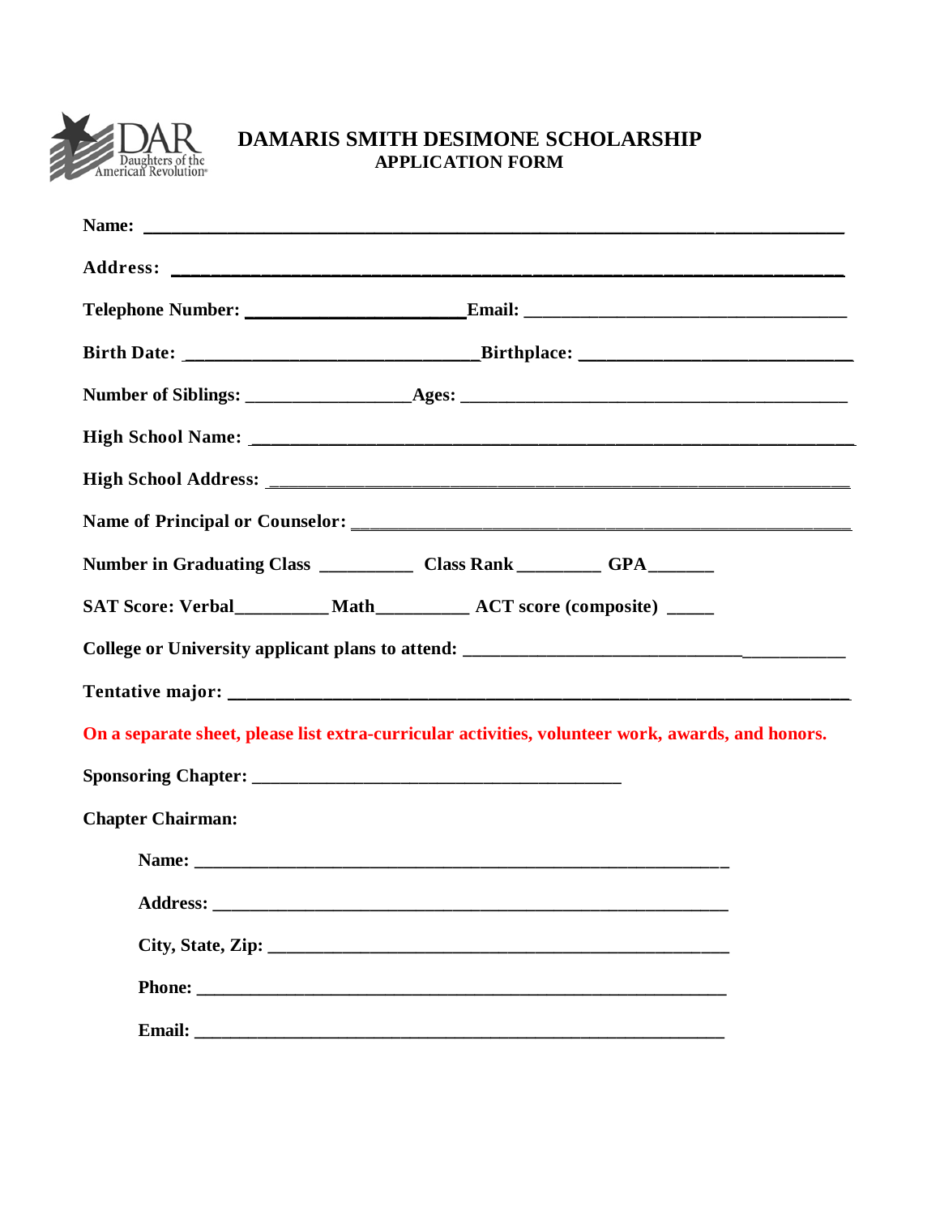DAR Daughters of the American Revolution

# DAMARIS SMITH DESIMONE SCHOLARSHIP
## APPLICATION FORM

**Name:** ______________________________________________________________________

**Address:** ____________________________________________________________________

**Telephone Number:** ______________________**Email:** ________________________________

**Birth Date:** _____________________________**Birthplace:** __________________________

**Number of Siblings:** _________________**Ages:** _______________________________________

**High School Name:** _____________________________________________________________

**High School Address:** ___________________________________________________________

**Name of Principal or Counselor:** __________________________________________________

**Number in Graduating Class** __________ **Class Rank** _________ **GPA**_______

**SAT Score: Verbal**__________**Math**__________ **ACT score (composite)** _____

**College or University applicant plans to attend:** ________________________________________

**Tentative major:** _______________________________________________________________

**On a separate sheet, please list extra-curricular activities, volunteer work, awards, and honors.**

**Sponsoring Chapter:** ________________________________________

**Chapter Chairman:**

**Name:** __________________________________________________________

**Address:** ________________________________________________________

**City, State, Zip:** __________________________________________________

**Phone:** __________________________________________________________

**Email:** __________________________________________________________